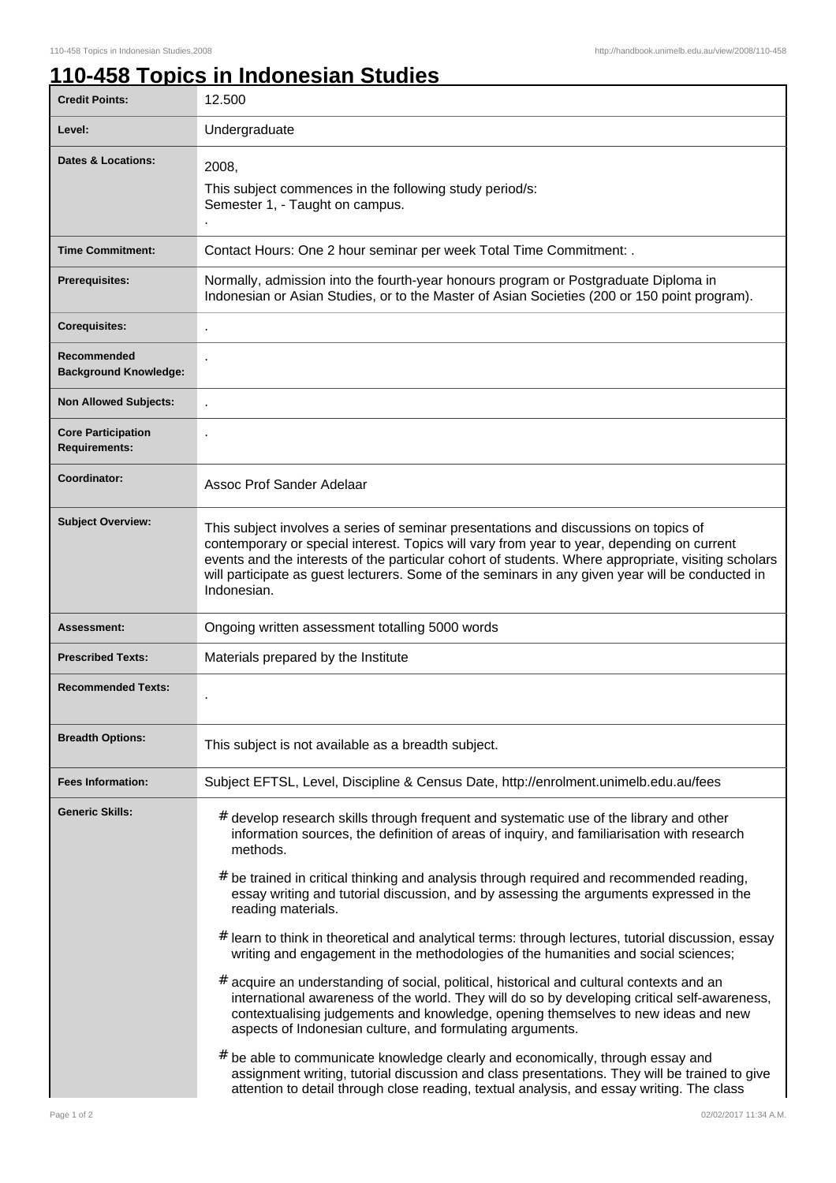# 110-458 Topics in Indonesian Studies

| | |
|---|---|
| **Credit Points:** | 12.500 |
| **Level:** | Undergraduate |
| **Dates & Locations:** | 2008,<br>This subject commences in the following study period/s:<br>Semester 1, - Taught on campus.<br>. |
| **Time Commitment:** | Contact Hours: One 2 hour seminar per week Total Time Commitment: . |
| **Prerequisites:** | Normally, admission into the fourth-year honours program or Postgraduate Diploma in Indonesian or Asian Studies, or to the Master of Asian Societies (200 or 150 point program). |
| **Corequisites:** | . |
| **Recommended Background Knowledge:** | . |
| **Non Allowed Subjects:** | . |
| **Core Participation Requirements:** | . |
| **Coordinator:** | Assoc Prof Sander Adelaar |
| **Subject Overview:** | This subject involves a series of seminar presentations and discussions on topics of contemporary or special interest. Topics will vary from year to year, depending on current events and the interests of the particular cohort of students. Where appropriate, visiting scholars will participate as guest lecturers. Some of the seminars in any given year will be conducted in Indonesian. |
| **Assessment:** | Ongoing written assessment totalling 5000 words |
| **Prescribed Texts:** | Materials prepared by the Institute |
| **Recommended Texts:** | . |
| **Breadth Options:** | This subject is not available as a breadth subject. |
| **Fees Information:** | Subject EFTSL, Level, Discipline & Census Date, http://enrolment.unimelb.edu.au/fees |
| **Generic Skills:** | # develop research skills through frequent and systematic use of the library and other information sources, the definition of areas of inquiry, and familiarisation with research methods.<br># be trained in critical thinking and analysis through required and recommended reading, essay writing and tutorial discussion, and by assessing the arguments expressed in the reading materials.<br># learn to think in theoretical and analytical terms: through lectures, tutorial discussion, essay writing and engagement in the methodologies of the humanities and social sciences;<br># acquire an understanding of social, political, historical and cultural contexts and an international awareness of the world. They will do so by developing critical self-awareness, contextualising judgements and knowledge, opening themselves to new ideas and new aspects of Indonesian culture, and formulating arguments.<br># be able to communicate knowledge clearly and economically, through essay and assignment writing, tutorial discussion and class presentations. They will be trained to give attention to detail through close reading, textual analysis, and essay writing. The class |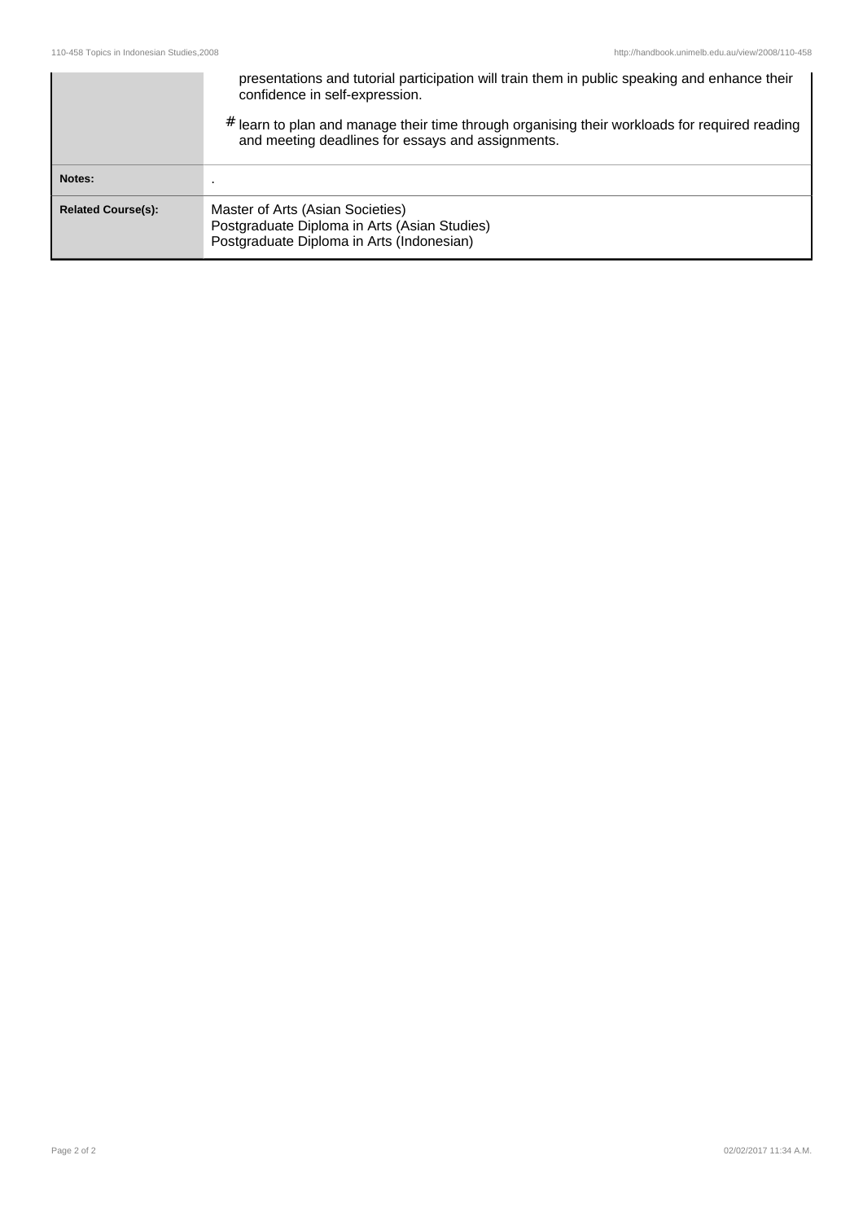| | |
|---|---|
| | presentations and tutorial participation will train them in public speaking and enhance their confidence in self-expression.<br><br># learn to plan and manage their time through organising their workloads for required reading and meeting deadlines for essays and assignments. |
| **Notes:** | . |
| **Related Course(s):** | Master of Arts (Asian Societies)<br>Postgraduate Diploma in Arts (Asian Studies)<br>Postgraduate Diploma in Arts (Indonesian) |